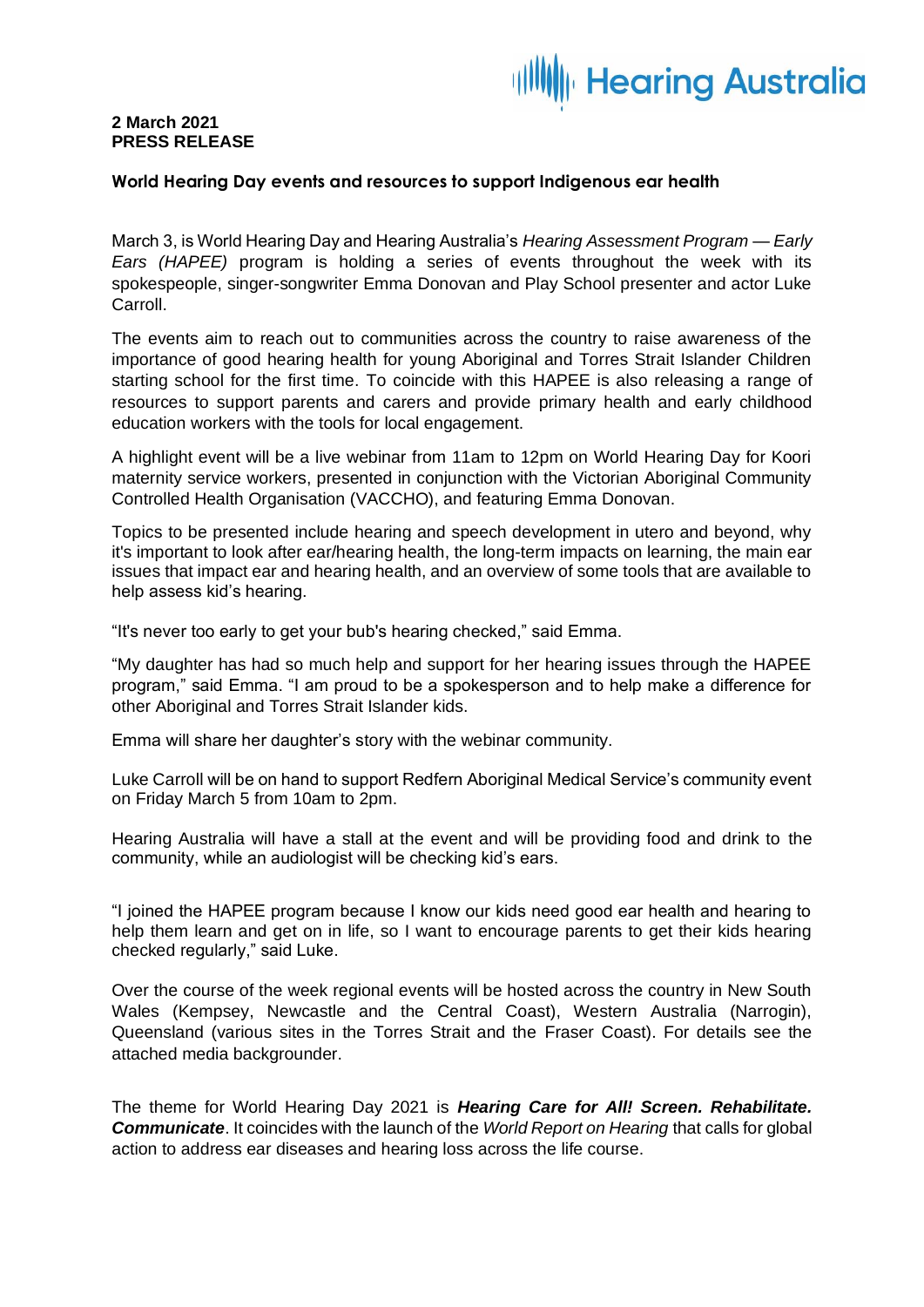Hearing Australia

**2 March 2021**
**PRESS RELEASE**

**World Hearing Day events and resources to support Indigenous ear health**

March 3, is World Hearing Day and Hearing Australia's *Hearing Assessment Program — Early Ears (HAPEE)* program is holding a series of events throughout the week with its spokespeople, singer-songwriter Emma Donovan and Play School presenter and actor Luke Carroll.

The events aim to reach out to communities across the country to raise awareness of the importance of good hearing health for young Aboriginal and Torres Strait Islander Children starting school for the first time. To coincide with this HAPEE is also releasing a range of resources to support parents and carers and provide primary health and early childhood education workers with the tools for local engagement.

A highlight event will be a live webinar from 11am to 12pm on World Hearing Day for Koori maternity service workers, presented in conjunction with the Victorian Aboriginal Community Controlled Health Organisation (VACCHO), and featuring Emma Donovan.

Topics to be presented include hearing and speech development in utero and beyond, why it's important to look after ear/hearing health, the long-term impacts on learning, the main ear issues that impact ear and hearing health, and an overview of some tools that are available to help assess kid's hearing.

"It's never too early to get your bub's hearing checked," said Emma.

"My daughter has had so much help and support for her hearing issues through the HAPEE program," said Emma. "I am proud to be a spokesperson and to help make a difference for other Aboriginal and Torres Strait Islander kids.

Emma will share her daughter's story with the webinar community.

Luke Carroll will be on hand to support Redfern Aboriginal Medical Service's community event on Friday March 5 from 10am to 2pm.

Hearing Australia will have a stall at the event and will be providing food and drink to the community, while an audiologist will be checking kid's ears.

"I joined the HAPEE program because I know our kids need good ear health and hearing to help them learn and get on in life, so I want to encourage parents to get their kids hearing checked regularly," said Luke.

Over the course of the week regional events will be hosted across the country in New South Wales (Kempsey, Newcastle and the Central Coast), Western Australia (Narrogin), Queensland (various sites in the Torres Strait and the Fraser Coast). For details see the attached media backgrounder.

The theme for World Hearing Day 2021 is ***Hearing Care for All! Screen. Rehabilitate. Communicate***. It coincides with the launch of the *World Report on Hearing* that calls for global action to address ear diseases and hearing loss across the life course.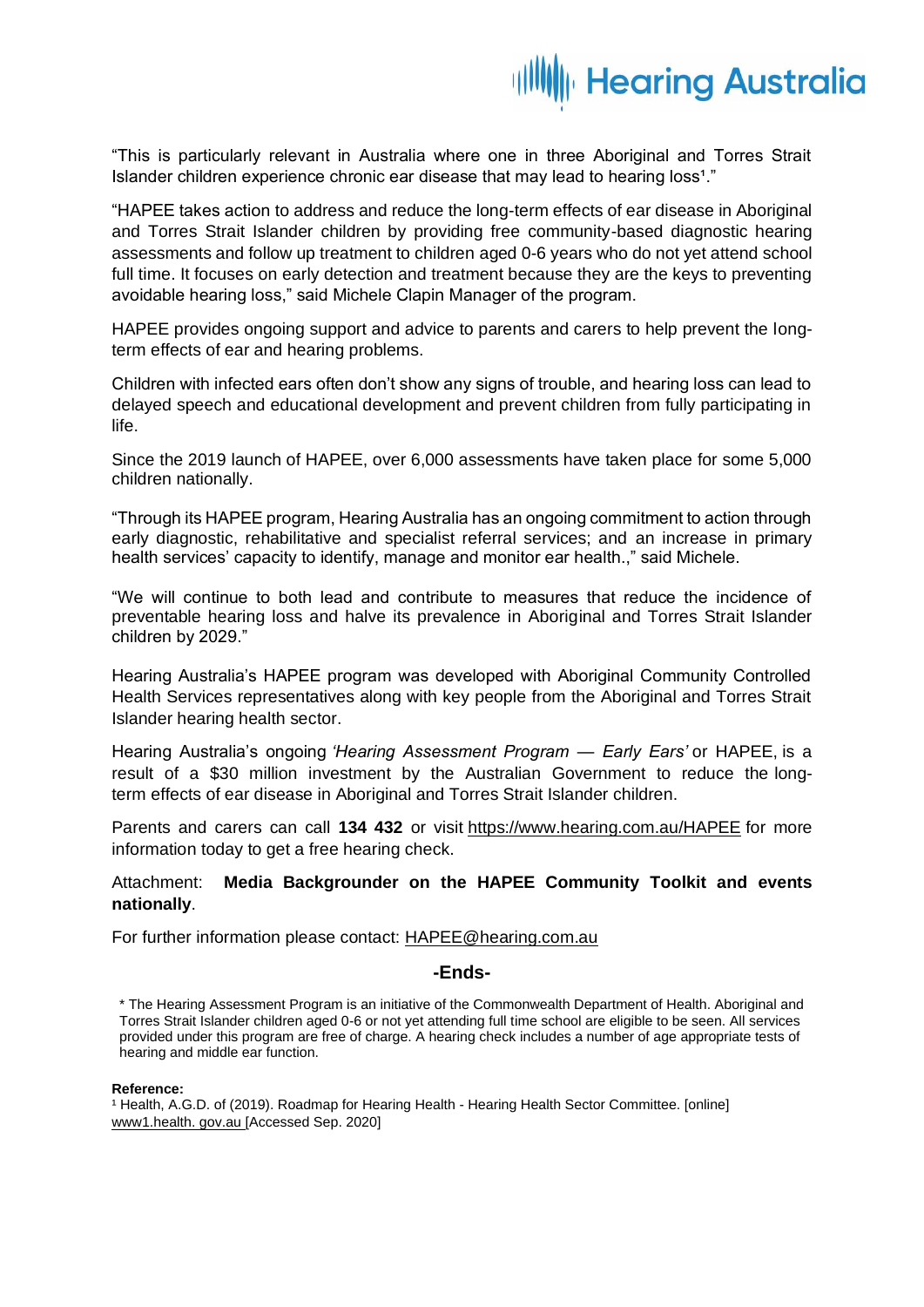"This is particularly relevant in Australia where one in three Aboriginal and Torres Strait Islander children experience chronic ear disease that may lead to hearing loss[1]."

"HAPEE takes action to address and reduce the long-term effects of ear disease in Aboriginal and Torres Strait Islander children by providing free community-based diagnostic hearing assessments and follow up treatment to children aged 0-6 years who do not yet attend school full time. It focuses on early detection and treatment because they are the keys to preventing avoidable hearing loss," said Michele Clapin Manager of the program.

HAPEE provides ongoing support and advice to parents and carers to help prevent the long-term effects of ear and hearing problems.

Children with infected ears often don't show any signs of trouble, and hearing loss can lead to delayed speech and educational development and prevent children from fully participating in life.

Since the 2019 launch of HAPEE, over 6,000 assessments have taken place for some 5,000 children nationally.

"Through its HAPEE program, Hearing Australia has an ongoing commitment to action through early diagnostic, rehabilitative and specialist referral services; and an increase in primary health services' capacity to identify, manage and monitor ear health.," said Michele.

"We will continue to both lead and contribute to measures that reduce the incidence of preventable hearing loss and halve its prevalence in Aboriginal and Torres Strait Islander children by 2029."

Hearing Australia's HAPEE program was developed with Aboriginal Community Controlled Health Services representatives along with key people from the Aboriginal and Torres Strait Islander hearing health sector.

Hearing Australia's ongoing *'Hearing Assessment Program — Early Ears'* or HAPEE, is a result of a $30 million investment by the Australian Government to reduce the long-term effects of ear disease in Aboriginal and Torres Strait Islander children.

Parents and carers can call **134 432** or visit https://www.hearing.com.au/HAPEE for more information today to get a free hearing check.

Attachment: **Media Backgrounder on the HAPEE Community Toolkit and events nationally**.

For further information please contact: HAPEE@hearing.com.au

**-Ends-**

* The Hearing Assessment Program is an initiative of the Commonwealth Department of Health. Aboriginal and Torres Strait Islander children aged 0-6 or not yet attending full time school are eligible to be seen. All services provided under this program are free of charge. A hearing check includes a number of age appropriate tests of hearing and middle ear function.

**Reference:**

[1] Health, A.G.D. of (2019). Roadmap for Hearing Health - Hearing Health Sector Committee. [online] www1.health. gov.au [Accessed Sep. 2020]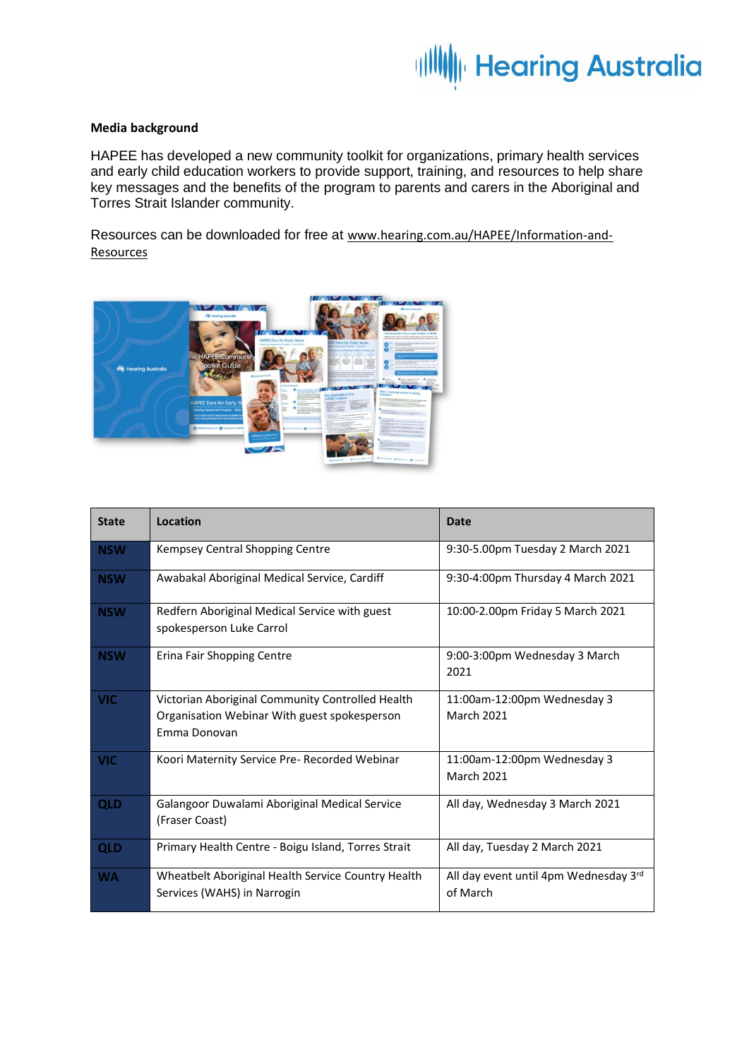**Media background**

HAPEE has developed a new community toolkit for organizations, primary health services and early child education workers to provide support, training, and resources to help share key messages and the benefits of the program to parents and carers in the Aboriginal and Torres Strait Islander community.

Resources can be downloaded for free at www.hearing.com.au/HAPEE/Information-and-Resources

| State | Location | Date |
|---|---|---|
| NSW | Kempsey Central Shopping Centre | 9:30-5.00pm Tuesday 2 March 2021 |
| NSW | Awabakal Aboriginal Medical Service, Cardiff | 9:30-4:00pm Thursday 4 March 2021 |
| NSW | Redfern Aboriginal Medical Service with guest spokesperson Luke Carrol | 10:00-2.00pm Friday 5 March 2021 |
| NSW | Erina Fair Shopping Centre | 9:00-3:00pm Wednesday 3 March 2021 |
| VIC | Victorian Aboriginal Community Controlled Health Organisation Webinar With guest spokesperson Emma Donovan | 11:00am-12:00pm Wednesday 3 March 2021 |
| VIC | Koori Maternity Service Pre- Recorded Webinar | 11:00am-12:00pm Wednesday 3 March 2021 |
| QLD | Galangoor Duwalami Aboriginal Medical Service (Fraser Coast) | All day, Wednesday 3 March 2021 |
| QLD | Primary Health Centre - Boigu Island, Torres Strait | All day, Tuesday 2 March 2021 |
| WA | Wheatbelt Aboriginal Health Service Country Health Services (WAHS) in Narrogin | All day event until 4pm Wednesday 3rd of March |